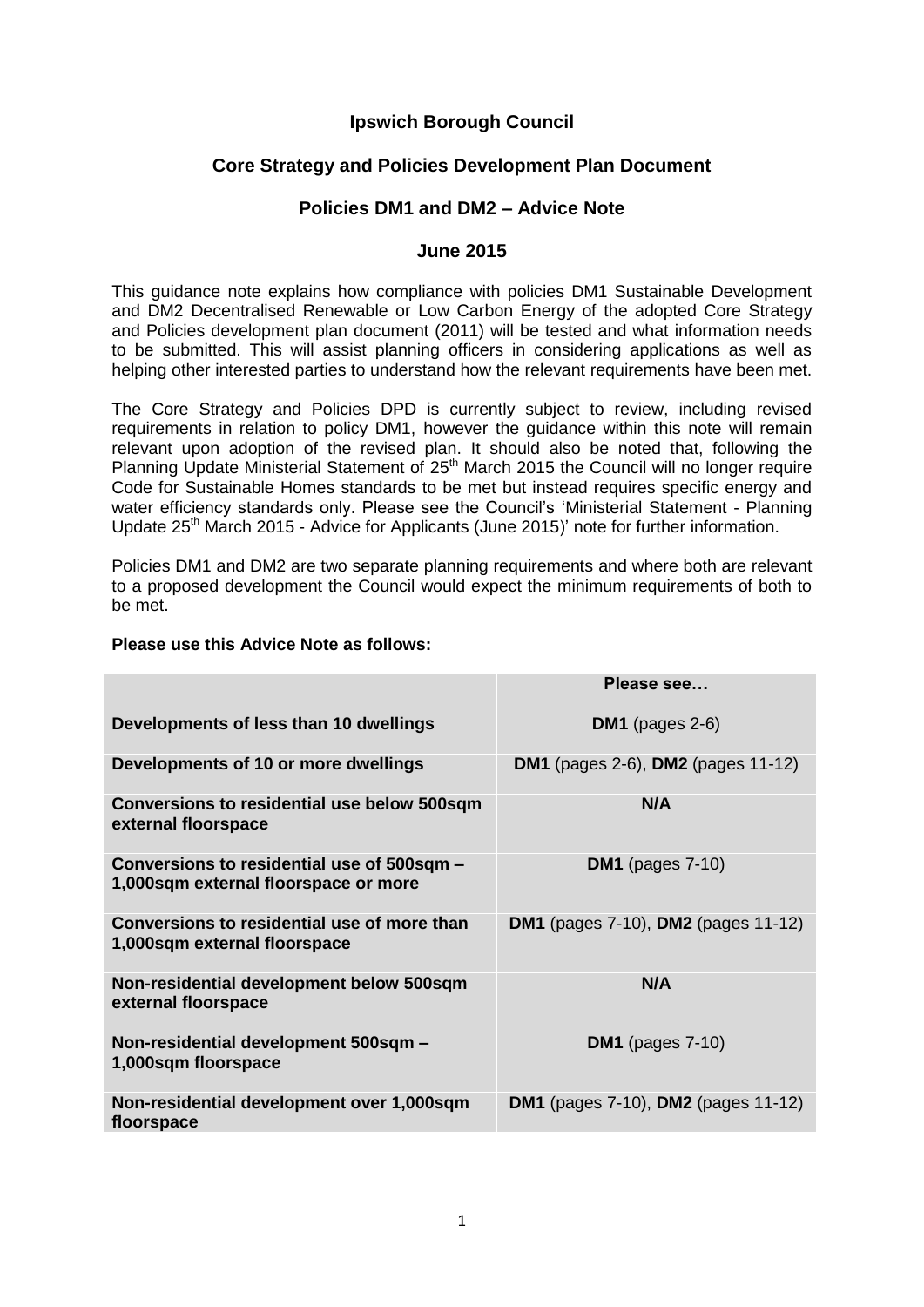# Ipswich Borough Council

## Core Strategy and Policies Development Plan Document

## Policies DM1 and DM2 – Advice Note

## June 2015

This guidance note explains how compliance with policies DM1 Sustainable Development and DM2 Decentralised Renewable or Low Carbon Energy of the adopted Core Strategy and Policies development plan document (2011) will be tested and what information needs to be submitted. This will assist planning officers in considering applications as well as helping other interested parties to understand how the relevant requirements have been met.

The Core Strategy and Policies DPD is currently subject to review, including revised requirements in relation to policy DM1, however the guidance within this note will remain relevant upon adoption of the revised plan. It should also be noted that, following the Planning Update Ministerial Statement of 25th March 2015 the Council will no longer require Code for Sustainable Homes standards to be met but instead requires specific energy and water efficiency standards only. Please see the Council's 'Ministerial Statement - Planning Update 25th March 2015 - Advice for Applicants (June 2015)' note for further information.

Policies DM1 and DM2 are two separate planning requirements and where both are relevant to a proposed development the Council would expect the minimum requirements of both to be met.

**Please use this Advice Note as follows:**

| | Please see… |
|---|---|
| **Developments of less than 10 dwellings** | **DM1** (pages 2-6) |
| **Developments of 10 or more dwellings** | **DM1** (pages 2-6), **DM2** (pages 11-12) |
| **Conversions to residential use below 500sqm external floorspace** | **N/A** |
| **Conversions to residential use of 500sqm – 1,000sqm external floorspace or more** | **DM1** (pages 7-10) |
| **Conversions to residential use of more than 1,000sqm external floorspace** | **DM1** (pages 7-10), **DM2** (pages 11-12) |
| **Non-residential development below 500sqm external floorspace** | **N/A** |
| **Non-residential development 500sqm – 1,000sqm floorspace** | **DM1** (pages 7-10) |
| **Non-residential development over 1,000sqm floorspace** | **DM1** (pages 7-10), **DM2** (pages 11-12) |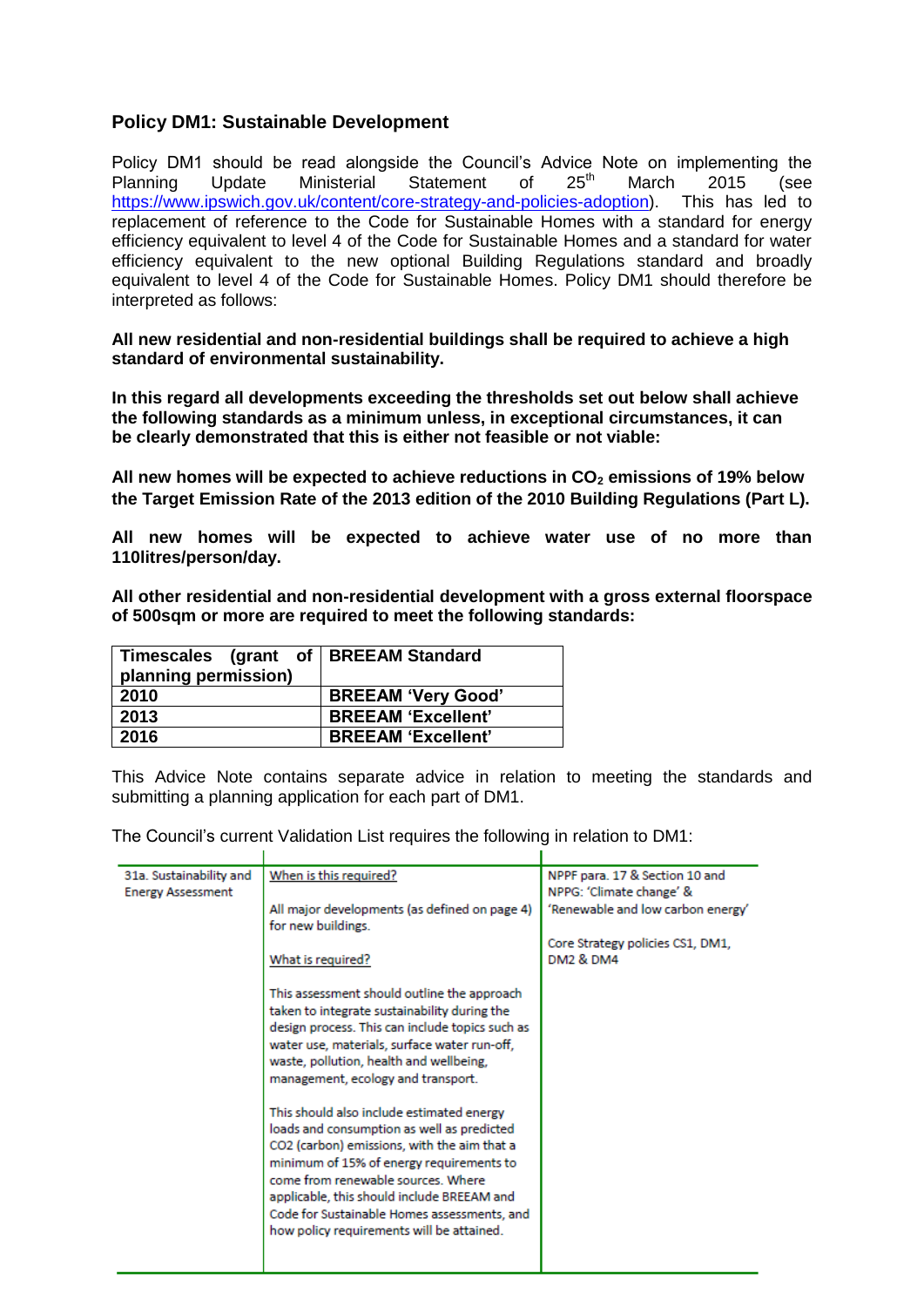### Policy DM1: Sustainable Development

Policy DM1 should be read alongside the Council's Advice Note on implementing the Planning Update Ministerial Statement of 25th March 2015 (see https://www.ipswich.gov.uk/content/core-strategy-and-policies-adoption). This has led to replacement of reference to the Code for Sustainable Homes with a standard for energy efficiency equivalent to level 4 of the Code for Sustainable Homes and a standard for water efficiency equivalent to the new optional Building Regulations standard and broadly equivalent to level 4 of the Code for Sustainable Homes. Policy DM1 should therefore be interpreted as follows:

**All new residential and non-residential buildings shall be required to achieve a high standard of environmental sustainability.**

**In this regard all developments exceeding the thresholds set out below shall achieve the following standards as a minimum unless, in exceptional circumstances, it can be clearly demonstrated that this is either not feasible or not viable:**

**All new homes will be expected to achieve reductions in $CO_2$ emissions of 19% below the Target Emission Rate of the 2013 edition of the 2010 Building Regulations (Part L).**

**All new homes will be expected to achieve water use of no more than 110litres/person/day.**

**All other residential and non-residential development with a gross external floorspace of 500sqm or more are required to meet the following standards:**

| Timescales (grant of planning permission) | BREEAM Standard |
|---|---|
| 2010 | BREEAM 'Very Good' |
| 2013 | BREEAM 'Excellent' |
| 2016 | BREEAM 'Excellent' |

This Advice Note contains separate advice in relation to meeting the standards and submitting a planning application for each part of DM1.

The Council's current Validation List requires the following in relation to DM1:

| | | |
|---|---|---|
| 31a. Sustainability and Energy Assessment | When is this required?<br><br>All major developments (as defined on page 4) for new buildings.<br><br>What is required?<br><br>This assessment should outline the approach taken to integrate sustainability during the design process. This can include topics such as water use, materials, surface water run-off, waste, pollution, health and wellbeing, management, ecology and transport.<br><br>This should also include estimated energy loads and consumption as well as predicted CO2 (carbon) emissions, with the aim that a minimum of 15% of energy requirements to come from renewable sources. Where applicable, this should include BREEAM and Code for Sustainable Homes assessments, and how policy requirements will be attained. | NPPF para. 17 & Section 10 and NPPG: 'Climate change' & 'Renewable and low carbon energy'<br><br>Core Strategy policies CS1, DM1, DM2 & DM4 |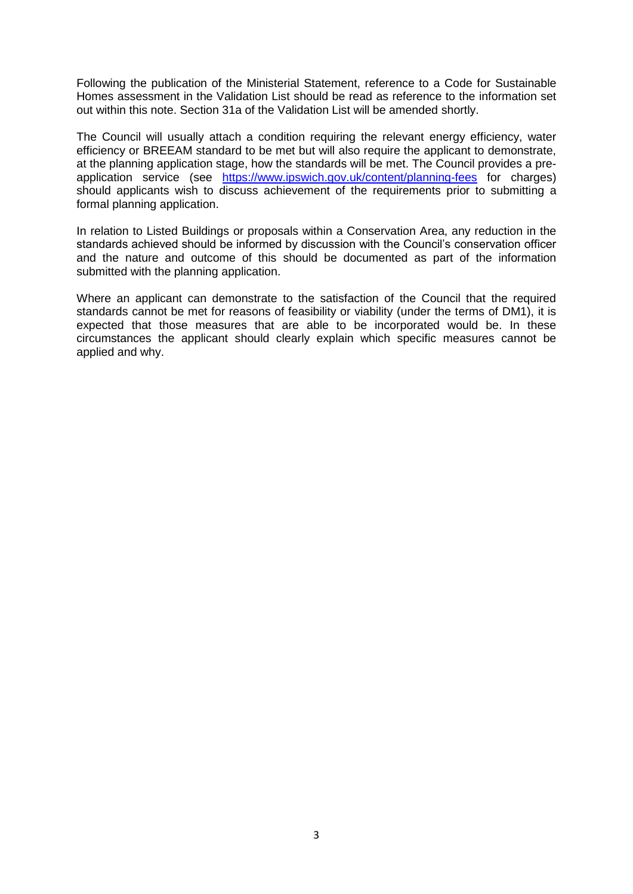Following the publication of the Ministerial Statement, reference to a Code for Sustainable Homes assessment in the Validation List should be read as reference to the information set out within this note. Section 31a of the Validation List will be amended shortly.

The Council will usually attach a condition requiring the relevant energy efficiency, water efficiency or BREEAM standard to be met but will also require the applicant to demonstrate, at the planning application stage, how the standards will be met. The Council provides a pre-application service (see https://www.ipswich.gov.uk/content/planning-fees for charges) should applicants wish to discuss achievement of the requirements prior to submitting a formal planning application.

In relation to Listed Buildings or proposals within a Conservation Area, any reduction in the standards achieved should be informed by discussion with the Council's conservation officer and the nature and outcome of this should be documented as part of the information submitted with the planning application.

Where an applicant can demonstrate to the satisfaction of the Council that the required standards cannot be met for reasons of feasibility or viability (under the terms of DM1), it is expected that those measures that are able to be incorporated would be. In these circumstances the applicant should clearly explain which specific measures cannot be applied and why.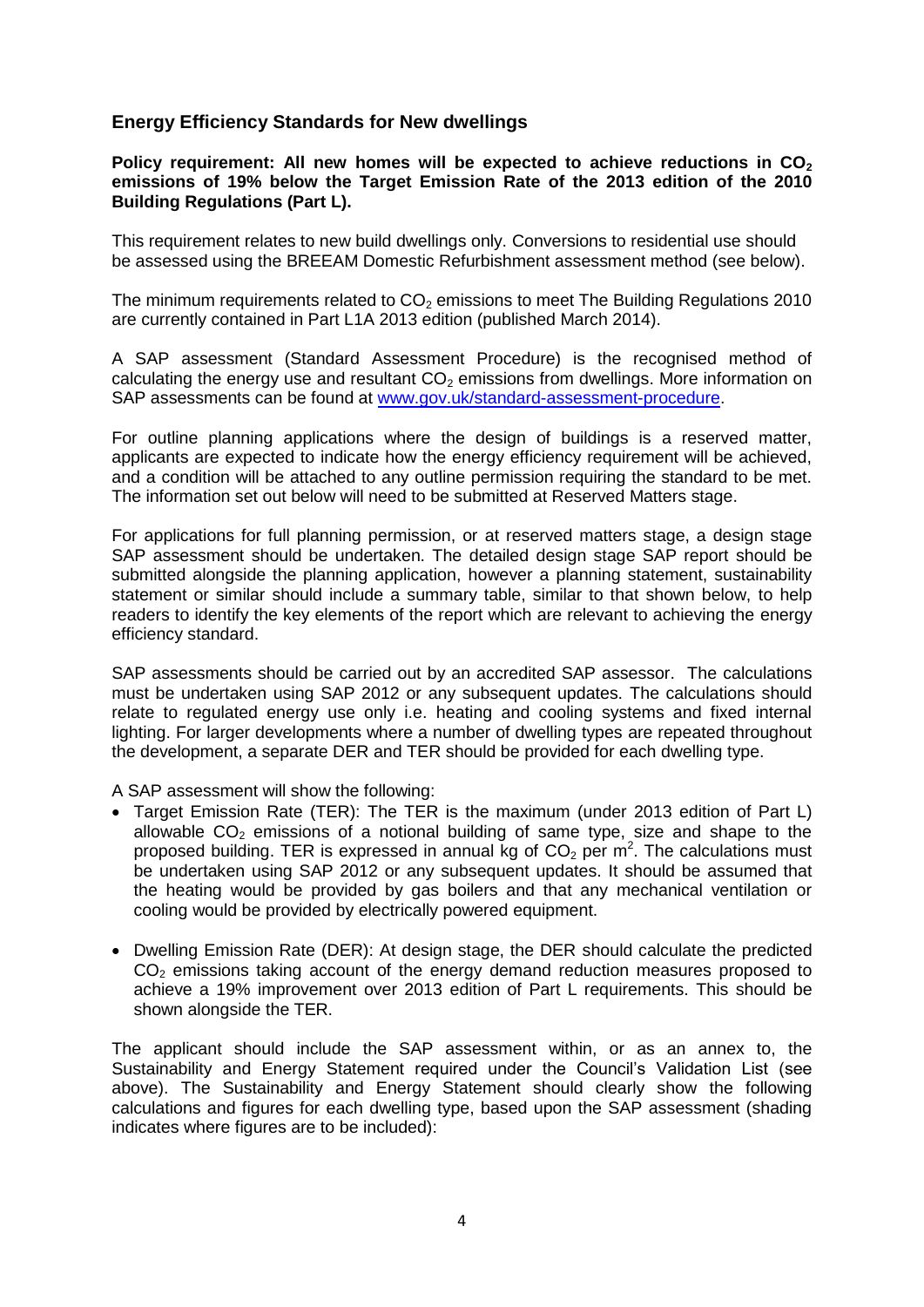## Energy Efficiency Standards for New dwellings

**Policy requirement: All new homes will be expected to achieve reductions in $CO_2$ emissions of 19% below the Target Emission Rate of the 2013 edition of the 2010 Building Regulations (Part L).**

This requirement relates to new build dwellings only. Conversions to residential use should be assessed using the BREEAM Domestic Refurbishment assessment method (see below).

The minimum requirements related to $CO_2$ emissions to meet The Building Regulations 2010 are currently contained in Part L1A 2013 edition (published March 2014).

A SAP assessment (Standard Assessment Procedure) is the recognised method of calculating the energy use and resultant $CO_2$ emissions from dwellings. More information on SAP assessments can be found at [www.gov.uk/standard-assessment-procedure](http://www.gov.uk/standard-assessment-procedure).

For outline planning applications where the design of buildings is a reserved matter, applicants are expected to indicate how the energy efficiency requirement will be achieved, and a condition will be attached to any outline permission requiring the standard to be met. The information set out below will need to be submitted at Reserved Matters stage.

For applications for full planning permission, or at reserved matters stage, a design stage SAP assessment should be undertaken. The detailed design stage SAP report should be submitted alongside the planning application, however a planning statement, sustainability statement or similar should include a summary table, similar to that shown below, to help readers to identify the key elements of the report which are relevant to achieving the energy efficiency standard.

SAP assessments should be carried out by an accredited SAP assessor. The calculations must be undertaken using SAP 2012 or any subsequent updates. The calculations should relate to regulated energy use only i.e. heating and cooling systems and fixed internal lighting. For larger developments where a number of dwelling types are repeated throughout the development, a separate DER and TER should be provided for each dwelling type.

A SAP assessment will show the following:

- Target Emission Rate (TER): The TER is the maximum (under 2013 edition of Part L) allowable $CO_2$ emissions of a notional building of same type, size and shape to the proposed building. TER is expressed in annual kg of $CO_2$ per $m^2$. The calculations must be undertaken using SAP 2012 or any subsequent updates. It should be assumed that the heating would be provided by gas boilers and that any mechanical ventilation or cooling would be provided by electrically powered equipment.
- Dwelling Emission Rate (DER): At design stage, the DER should calculate the predicted $CO_2$ emissions taking account of the energy demand reduction measures proposed to achieve a 19% improvement over 2013 edition of Part L requirements. This should be shown alongside the TER.

The applicant should include the SAP assessment within, or as an annex to, the Sustainability and Energy Statement required under the Council's Validation List (see above). The Sustainability and Energy Statement should clearly show the following calculations and figures for each dwelling type, based upon the SAP assessment (shading indicates where figures are to be included):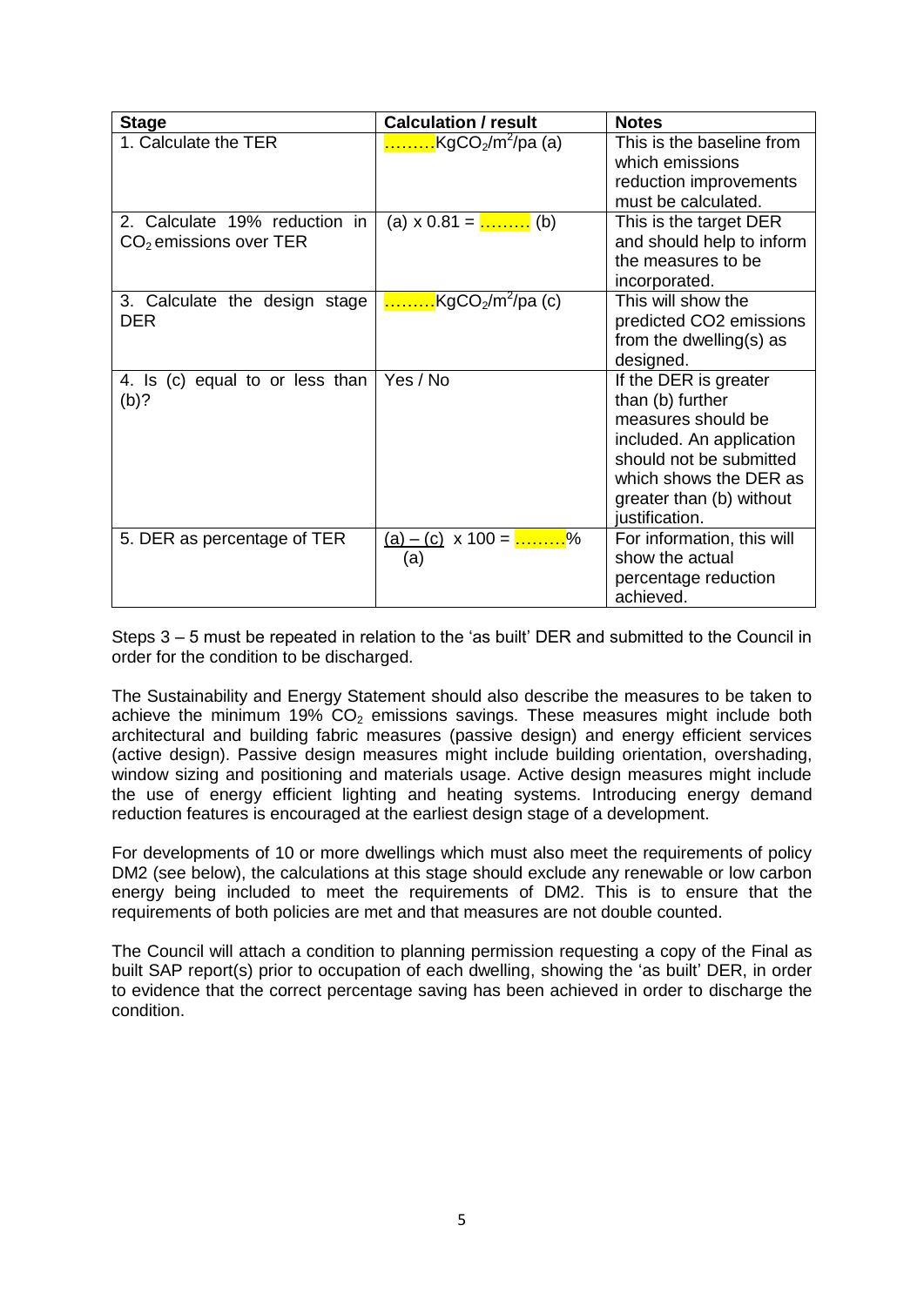| Stage | Calculation / result | Notes |
|---|---|---|
| 1. Calculate the TER | ………$KgCO_2/m^2$/pa (a) | This is the baseline from which emissions reduction improvements must be calculated. |
| 2. Calculate 19% reduction in $CO_2$ emissions over TER | (a) x 0.81 = ……… (b) | This is the target DER and should help to inform the measures to be incorporated. |
| 3. Calculate the design stage DER | ………$KgCO_2/m^2$/pa (c) | This will show the predicted CO2 emissions from the dwelling(s) as designed. |
| 4. Is (c) equal to or less than (b)? | Yes / No | If the DER is greater than (b) further measures should be included. An application should not be submitted which shows the DER as greater than (b) without justification. |
| 5. DER as percentage of TER | $\frac{(a) - (c)}{(a)}$ x 100 = ………% | For information, this will show the actual percentage reduction achieved. |

Steps 3 – 5 must be repeated in relation to the 'as built' DER and submitted to the Council in order for the condition to be discharged.

The Sustainability and Energy Statement should also describe the measures to be taken to achieve the minimum 19% $CO_2$ emissions savings. These measures might include both architectural and building fabric measures (passive design) and energy efficient services (active design). Passive design measures might include building orientation, overshading, window sizing and positioning and materials usage. Active design measures might include the use of energy efficient lighting and heating systems. Introducing energy demand reduction features is encouraged at the earliest design stage of a development.

For developments of 10 or more dwellings which must also meet the requirements of policy DM2 (see below), the calculations at this stage should exclude any renewable or low carbon energy being included to meet the requirements of DM2. This is to ensure that the requirements of both policies are met and that measures are not double counted.

The Council will attach a condition to planning permission requesting a copy of the Final as built SAP report(s) prior to occupation of each dwelling, showing the 'as built' DER, in order to evidence that the correct percentage saving has been achieved in order to discharge the condition.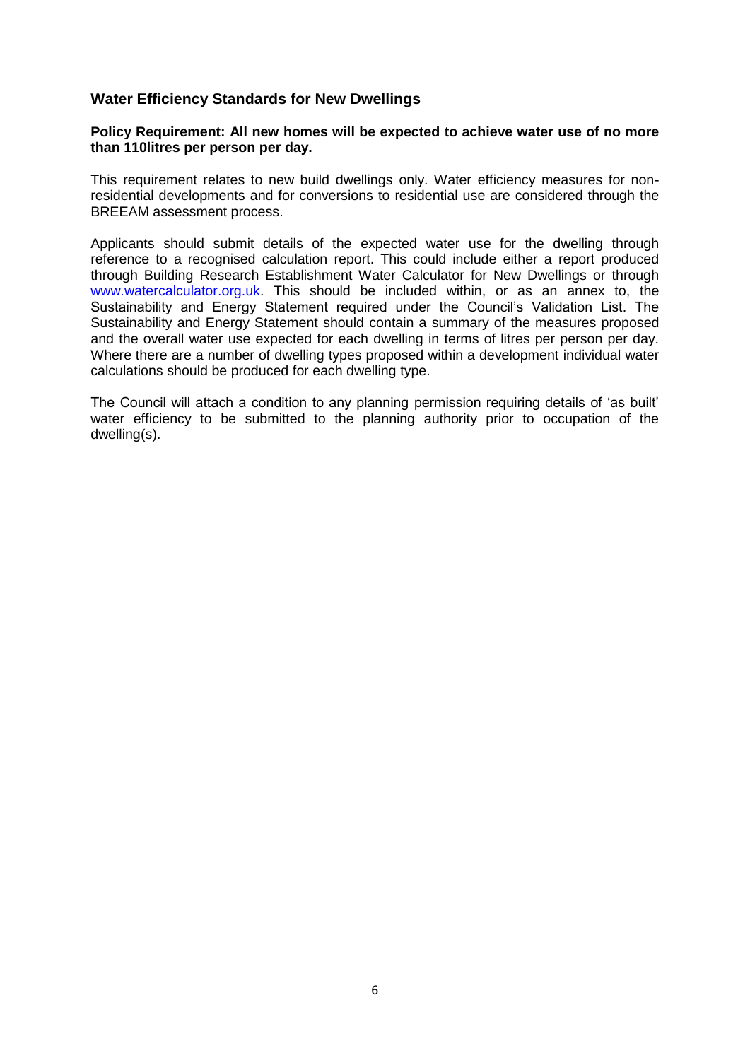## Water Efficiency Standards for New Dwellings

**Policy Requirement: All new homes will be expected to achieve water use of no more than 110litres per person per day.**

This requirement relates to new build dwellings only. Water efficiency measures for non-residential developments and for conversions to residential use are considered through the BREEAM assessment process.

Applicants should submit details of the expected water use for the dwelling through reference to a recognised calculation report. This could include either a report produced through Building Research Establishment Water Calculator for New Dwellings or through [www.watercalculator.org.uk](http://www.watercalculator.org.uk). This should be included within, or as an annex to, the Sustainability and Energy Statement required under the Council's Validation List. The Sustainability and Energy Statement should contain a summary of the measures proposed and the overall water use expected for each dwelling in terms of litres per person per day. Where there are a number of dwelling types proposed within a development individual water calculations should be produced for each dwelling type.

The Council will attach a condition to any planning permission requiring details of 'as built' water efficiency to be submitted to the planning authority prior to occupation of the dwelling(s).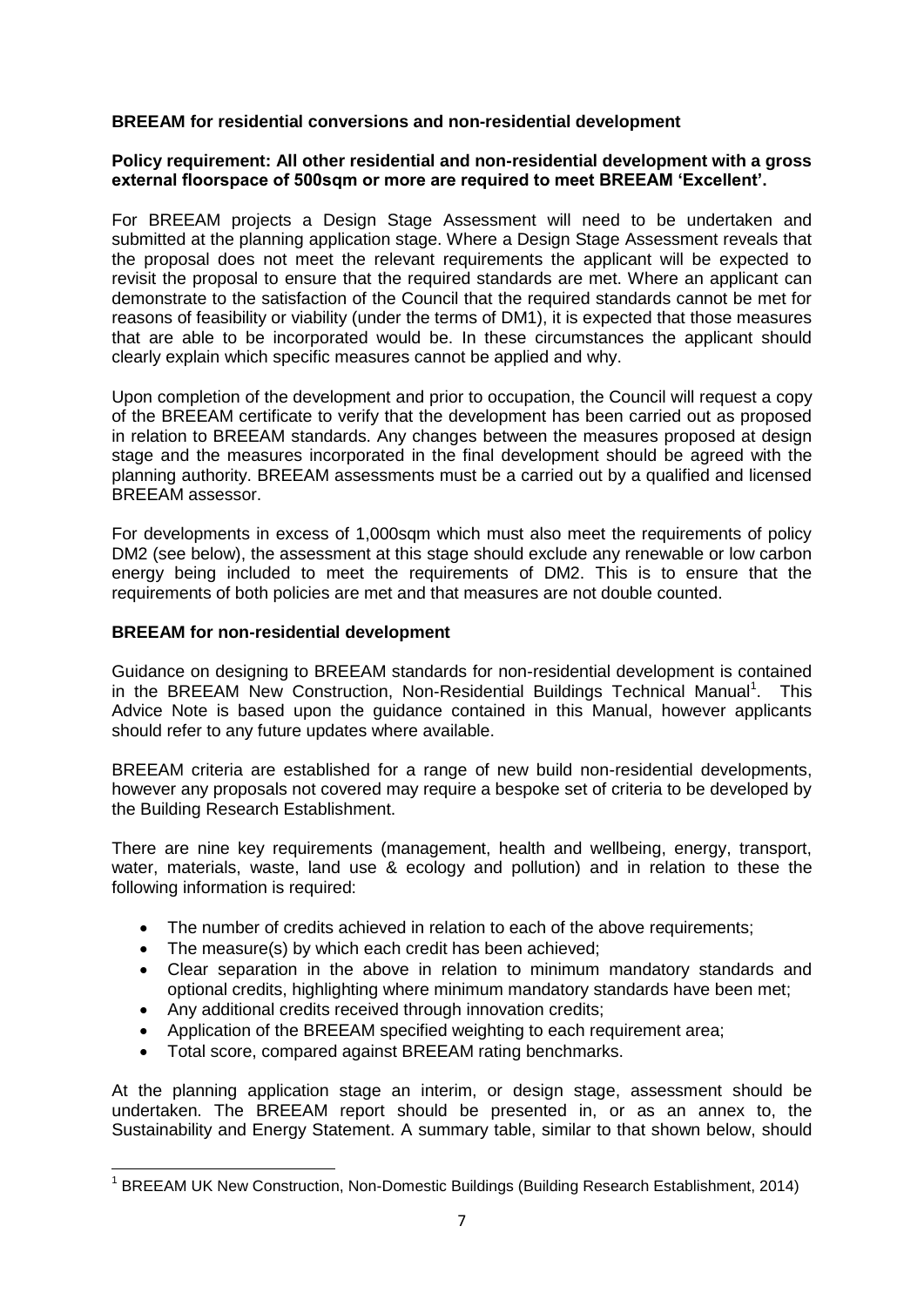**BREEAM for residential conversions and non-residential development**

**Policy requirement: All other residential and non-residential development with a gross external floorspace of 500sqm or more are required to meet BREEAM 'Excellent'.**

For BREEAM projects a Design Stage Assessment will need to be undertaken and submitted at the planning application stage. Where a Design Stage Assessment reveals that the proposal does not meet the relevant requirements the applicant will be expected to revisit the proposal to ensure that the required standards are met. Where an applicant can demonstrate to the satisfaction of the Council that the required standards cannot be met for reasons of feasibility or viability (under the terms of DM1), it is expected that those measures that are able to be incorporated would be. In these circumstances the applicant should clearly explain which specific measures cannot be applied and why.

Upon completion of the development and prior to occupation, the Council will request a copy of the BREEAM certificate to verify that the development has been carried out as proposed in relation to BREEAM standards. Any changes between the measures proposed at design stage and the measures incorporated in the final development should be agreed with the planning authority. BREEAM assessments must be a carried out by a qualified and licensed BREEAM assessor.

For developments in excess of 1,000sqm which must also meet the requirements of policy DM2 (see below), the assessment at this stage should exclude any renewable or low carbon energy being included to meet the requirements of DM2. This is to ensure that the requirements of both policies are met and that measures are not double counted.

**BREEAM for non-residential development**

Guidance on designing to BREEAM standards for non-residential development is contained in the BREEAM New Construction, Non-Residential Buildings Technical Manual[1]. This Advice Note is based upon the guidance contained in this Manual, however applicants should refer to any future updates where available.

BREEAM criteria are established for a range of new build non-residential developments, however any proposals not covered may require a bespoke set of criteria to be developed by the Building Research Establishment.

There are nine key requirements (management, health and wellbeing, energy, transport, water, materials, waste, land use & ecology and pollution) and in relation to these the following information is required:

- The number of credits achieved in relation to each of the above requirements;
- The measure(s) by which each credit has been achieved;
- Clear separation in the above in relation to minimum mandatory standards and optional credits, highlighting where minimum mandatory standards have been met;
- Any additional credits received through innovation credits;
- Application of the BREEAM specified weighting to each requirement area;
- Total score, compared against BREEAM rating benchmarks.

At the planning application stage an interim, or design stage, assessment should be undertaken. The BREEAM report should be presented in, or as an annex to, the Sustainability and Energy Statement. A summary table, similar to that shown below, should

[1] BREEAM UK New Construction, Non-Domestic Buildings (Building Research Establishment, 2014)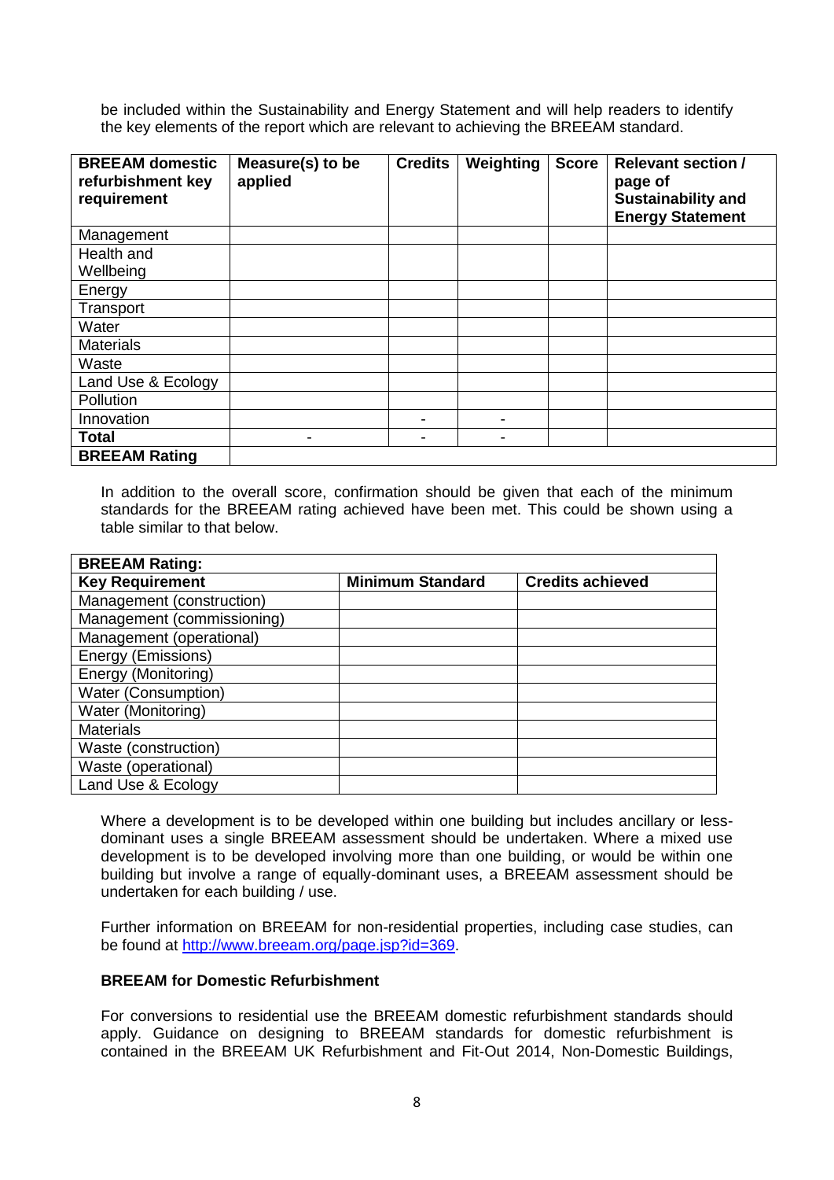be included within the Sustainability and Energy Statement and will help readers to identify the key elements of the report which are relevant to achieving the BREEAM standard.

| BREEAM domestic refurbishment key requirement | Measure(s) to be applied | Credits | Weighting | Score | Relevant section / page of Sustainability and Energy Statement |
|---|---|---|---|---|---|
| Management | | | | | |
| Health and Wellbeing | | | | | |
| Energy | | | | | |
| Transport | | | | | |
| Water | | | | | |
| Materials | | | | | |
| Waste | | | | | |
| Land Use & Ecology | | | | | |
| Pollution | | | | | |
| Innovation | | - | - | | |
| **Total** | - | - | - | | |
| **BREEAM Rating** | | | | | |

In addition to the overall score, confirmation should be given that each of the minimum standards for the BREEAM rating achieved have been met. This could be shown using a table similar to that below.

| **BREEAM Rating:** | | |
|---|---|---|
| **Key Requirement** | **Minimum Standard** | **Credits achieved** |
| Management (construction) | | |
| Management (commissioning) | | |
| Management (operational) | | |
| Energy (Emissions) | | |
| Energy (Monitoring) | | |
| Water (Consumption) | | |
| Water (Monitoring) | | |
| Materials | | |
| Waste (construction) | | |
| Waste (operational) | | |
| Land Use & Ecology | | |

Where a development is to be developed within one building but includes ancillary or less-dominant uses a single BREEAM assessment should be undertaken. Where a mixed use development is to be developed involving more than one building, or would be within one building but involve a range of equally-dominant uses, a BREEAM assessment should be undertaken for each building / use.

Further information on BREEAM for non-residential properties, including case studies, can be found at http://www.breeam.org/page.jsp?id=369.

**BREEAM for Domestic Refurbishment**

For conversions to residential use the BREEAM domestic refurbishment standards should apply. Guidance on designing to BREEAM standards for domestic refurbishment is contained in the BREEAM UK Refurbishment and Fit-Out 2014, Non-Domestic Buildings,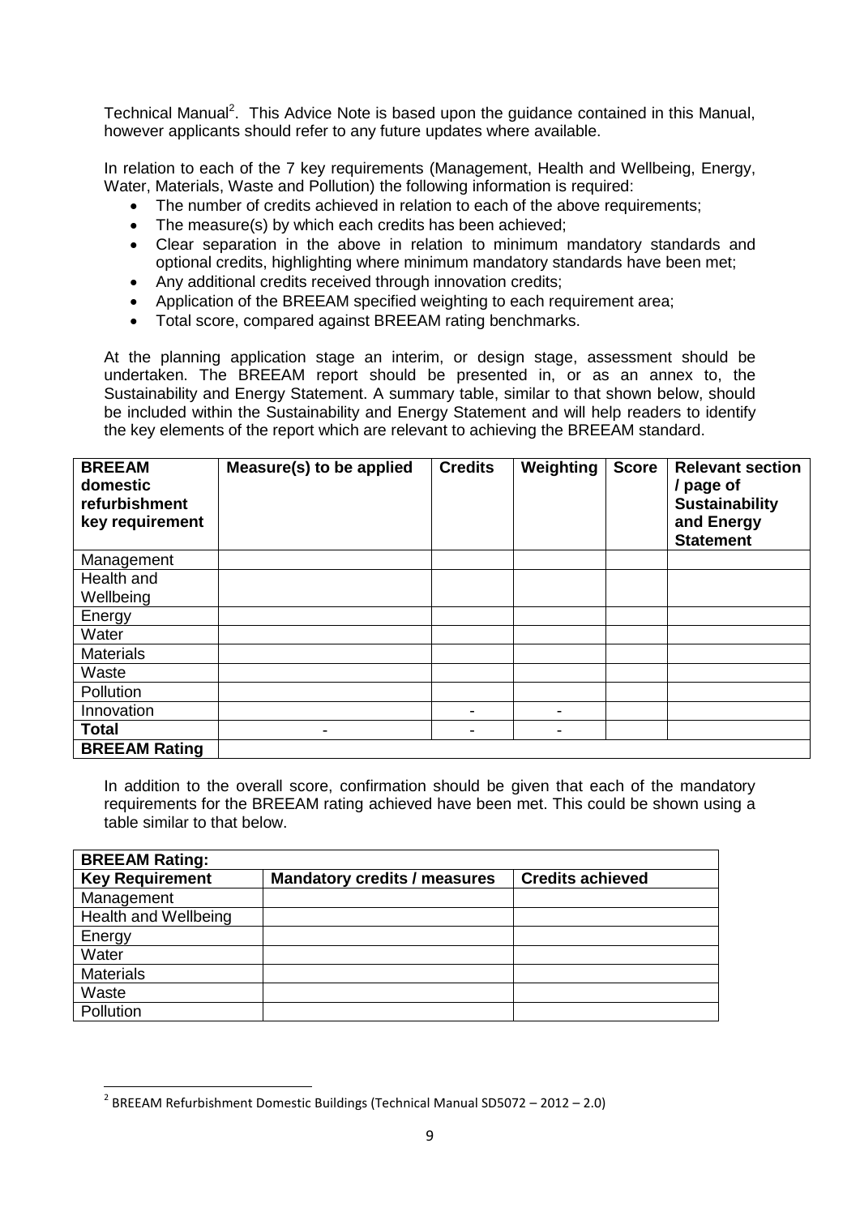Technical Manual[2]. This Advice Note is based upon the guidance contained in this Manual, however applicants should refer to any future updates where available.

In relation to each of the 7 key requirements (Management, Health and Wellbeing, Energy, Water, Materials, Waste and Pollution) the following information is required:

- The number of credits achieved in relation to each of the above requirements;
- The measure(s) by which each credits has been achieved;
- Clear separation in the above in relation to minimum mandatory standards and optional credits, highlighting where minimum mandatory standards have been met;
- Any additional credits received through innovation credits;
- Application of the BREEAM specified weighting to each requirement area;
- Total score, compared against BREEAM rating benchmarks.

At the planning application stage an interim, or design stage, assessment should be undertaken. The BREEAM report should be presented in, or as an annex to, the Sustainability and Energy Statement. A summary table, similar to that shown below, should be included within the Sustainability and Energy Statement and will help readers to identify the key elements of the report which are relevant to achieving the BREEAM standard.

| **BREEAM domestic refurbishment key requirement** | **Measure(s) to be applied** | **Credits** | **Weighting** | **Score** | **Relevant section / page of Sustainability and Energy Statement** |
|---|---|---|---|---|---|
| Management | | | | | |
| Health and Wellbeing | | | | | |
| Energy | | | | | |
| Water | | | | | |
| Materials | | | | | |
| Waste | | | | | |
| Pollution | | | | | |
| Innovation | | - | - | | |
| **Total** | - | - | - | | |
| **BREEAM Rating** | | | | | |

In addition to the overall score, confirmation should be given that each of the mandatory requirements for the BREEAM rating achieved have been met. This could be shown using a table similar to that below.

| **BREEAM Rating:** | | |
|---|---|---|
| **Key Requirement** | **Mandatory credits / measures** | **Credits achieved** |
| Management | | |
| Health and Wellbeing | | |
| Energy | | |
| Water | | |
| Materials | | |
| Waste | | |
| Pollution | | |

[2] BREEAM Refurbishment Domestic Buildings (Technical Manual SD5072 – 2012 – 2.0)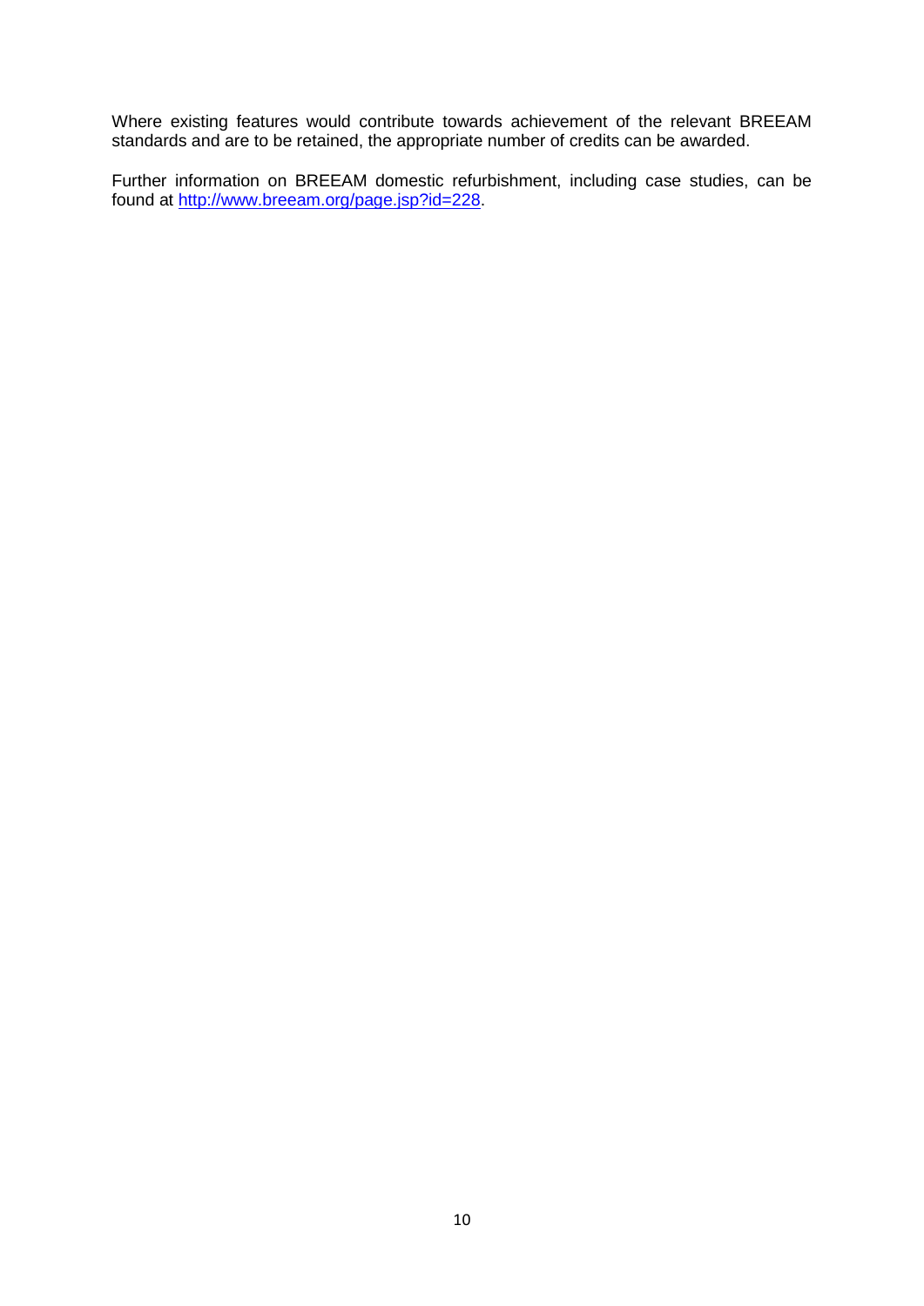Where existing features would contribute towards achievement of the relevant BREEAM standards and are to be retained, the appropriate number of credits can be awarded.

Further information on BREEAM domestic refurbishment, including case studies, can be found at http://www.breeam.org/page.jsp?id=228.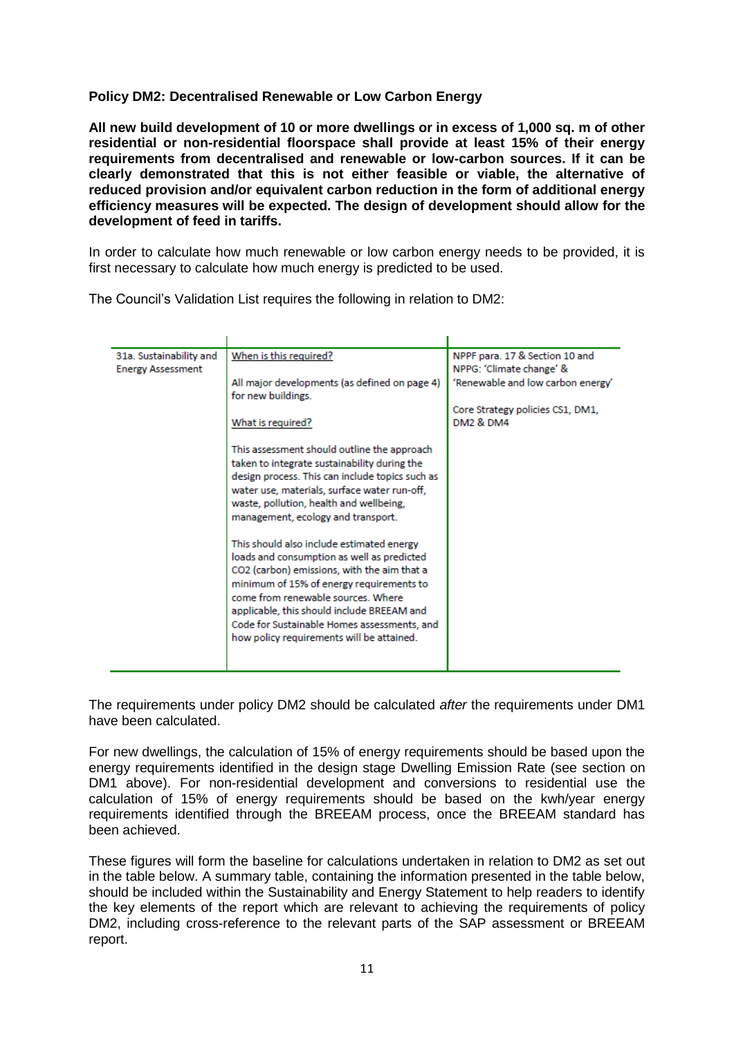**Policy DM2: Decentralised Renewable or Low Carbon Energy**

**All new build development of 10 or more dwellings or in excess of 1,000 sq. m of other residential or non-residential floorspace shall provide at least 15% of their energy requirements from decentralised and renewable or low-carbon sources. If it can be clearly demonstrated that this is not either feasible or viable, the alternative of reduced provision and/or equivalent carbon reduction in the form of additional energy efficiency measures will be expected. The design of development should allow for the development of feed in tariffs.**

In order to calculate how much renewable or low carbon energy needs to be provided, it is first necessary to calculate how much energy is predicted to be used.

The Council's Validation List requires the following in relation to DM2:

| | | |
|---|---|---|
| 31a. Sustainability and Energy Assessment | When is this required?<br><br>All major developments (as defined on page 4) for new buildings.<br><br>What is required?<br><br>This assessment should outline the approach taken to integrate sustainability during the design process. This can include topics such as water use, materials, surface water run-off, waste, pollution, health and wellbeing, management, ecology and transport.<br><br>This should also include estimated energy loads and consumption as well as predicted $CO_2$ (carbon) emissions, with the aim that a minimum of 15% of energy requirements to come from renewable sources. Where applicable, this should include BREEAM and Code for Sustainable Homes assessments, and how policy requirements will be attained. | NPPF para. 17 & Section 10 and NPPG: 'Climate change' & 'Renewable and low carbon energy'<br><br>Core Strategy policies CS1, DM1, DM2 & DM4 |

The requirements under policy DM2 should be calculated *after* the requirements under DM1 have been calculated.

For new dwellings, the calculation of 15% of energy requirements should be based upon the energy requirements identified in the design stage Dwelling Emission Rate (see section on DM1 above). For non-residential development and conversions to residential use the calculation of 15% of energy requirements should be based on the kwh/year energy requirements identified through the BREEAM process, once the BREEAM standard has been achieved.

These figures will form the baseline for calculations undertaken in relation to DM2 as set out in the table below. A summary table, containing the information presented in the table below, should be included within the Sustainability and Energy Statement to help readers to identify the key elements of the report which are relevant to achieving the requirements of policy DM2, including cross-reference to the relevant parts of the SAP assessment or BREEAM report.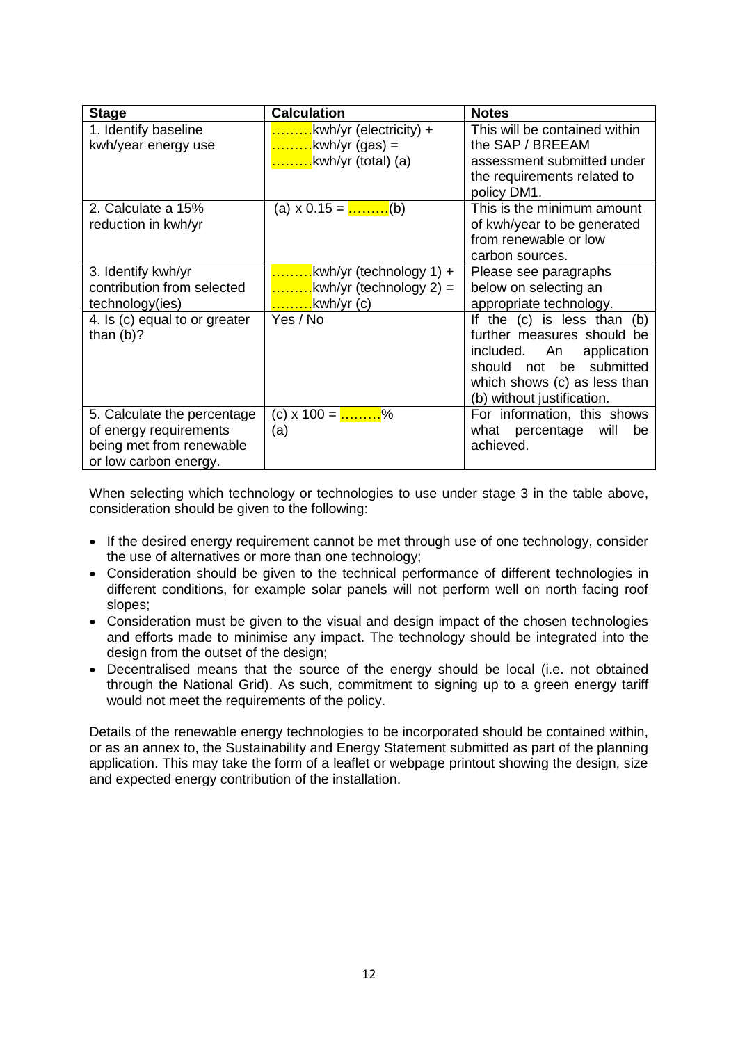| Stage | Calculation | Notes |
|---|---|---|
| 1. Identify baseline kwh/year energy use | ………kwh/yr (electricity) + ………kwh/yr (gas) = ………kwh/yr (total) (a) | This will be contained within the SAP / BREEAM assessment submitted under the requirements related to policy DM1. |
| 2. Calculate a 15% reduction in kwh/yr | (a) x 0.15 = ………(b) | This is the minimum amount of kwh/year to be generated from renewable or low carbon sources. |
| 3. Identify kwh/yr contribution from selected technology(ies) | ………kwh/yr (technology 1) + ………kwh/yr (technology 2) = ………kwh/yr (c) | Please see paragraphs below on selecting an appropriate technology. |
| 4. Is (c) equal to or greater than (b)? | Yes / No | If the (c) is less than (b) further measures should be included. An application should not be submitted which shows (c) as less than (b) without justification. |
| 5. Calculate the percentage of energy requirements being met from renewable or low carbon energy. | $\frac{(c)}{(a)}$ x 100 = ………% | For information, this shows what percentage will be achieved. |

When selecting which technology or technologies to use under stage 3 in the table above, consideration should be given to the following:

- If the desired energy requirement cannot be met through use of one technology, consider the use of alternatives or more than one technology;
- Consideration should be given to the technical performance of different technologies in different conditions, for example solar panels will not perform well on north facing roof slopes;
- Consideration must be given to the visual and design impact of the chosen technologies and efforts made to minimise any impact. The technology should be integrated into the design from the outset of the design;
- Decentralised means that the source of the energy should be local (i.e. not obtained through the National Grid). As such, commitment to signing up to a green energy tariff would not meet the requirements of the policy.

Details of the renewable energy technologies to be incorporated should be contained within, or as an annex to, the Sustainability and Energy Statement submitted as part of the planning application. This may take the form of a leaflet or webpage printout showing the design, size and expected energy contribution of the installation.